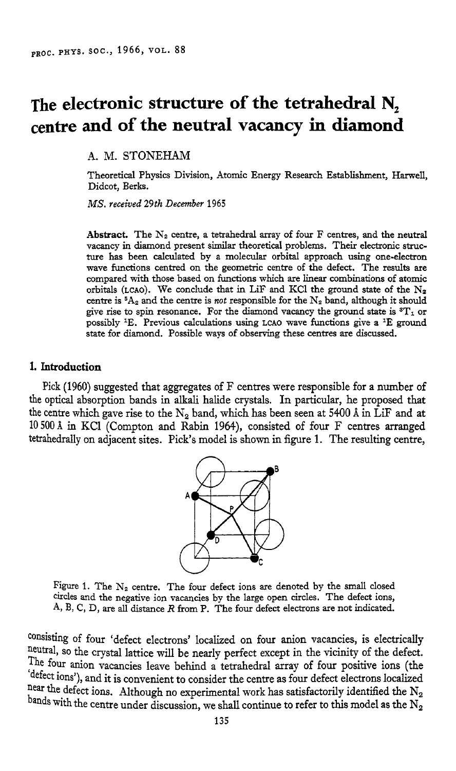# The electronic structure of the tetrahedral $N_2$ centre and of the neutral vacancy in diamond

A. M. STONEHAM

Theoretical Physics Division, Atomic Energy Research Establishment, Harwell, Didcot, Berks.

*MS. received 29th December 1965*

**Abstract.** The $N_2$ centre, a tetrahedral array of four F centres, and the neutral vacancy in diamond present similar theoretical problems. Their electronic structure has been calculated by a molecular orbital approach using one-electron wave functions centred on the geometric centre of the defect. The results are compared with those based on functions which are linear combinations of atomic orbitals (LCAO). We conclude that in LiF and KCl the ground state of the $N_2$ centre is $^5A_2$ and the centre is *not* responsible for the $N_2$ band, although it should give rise to spin resonance. For the diamond vacancy the ground state is $^3T_1$ or possibly $^1E$. Previous calculations using LCAO wave functions give a $^1E$ ground state for diamond. Possible ways of observing these centres are discussed.

## 1. Introduction

Pick (1960) suggested that aggregates of F centres were responsible for a number of the optical absorption bands in alkali halide crystals. In particular, he proposed that the centre which gave rise to the $N_2$ band, which has been seen at 5400 Å in LiF and at 10 500 Å in KCl (Compton and Rabin 1964), consisted of four F centres arranged tetrahedrally on adjacent sites. Pick's model is shown in figure 1. The resulting centre,

Figure 1. The $N_2$ centre. The four defect ions are denoted by the small closed circles and the negative ion vacancies by the large open circles. The defect ions, A, B, C, D, are all distance $R$ from P. The four defect electrons are not indicated.

consisting of four 'defect electrons' localized on four anion vacancies, is electrically neutral, so the crystal lattice will be nearly perfect except in the vicinity of the defect. The four anion vacancies leave behind a tetrahedral array of four positive ions (the 'defect ions'), and it is convenient to consider the centre as four defect electrons localized near the defect ions. Although no experimental work has satisfactorily identified the $N_2$ bands with the centre under discussion, we shall continue to refer to this model as the $N_2$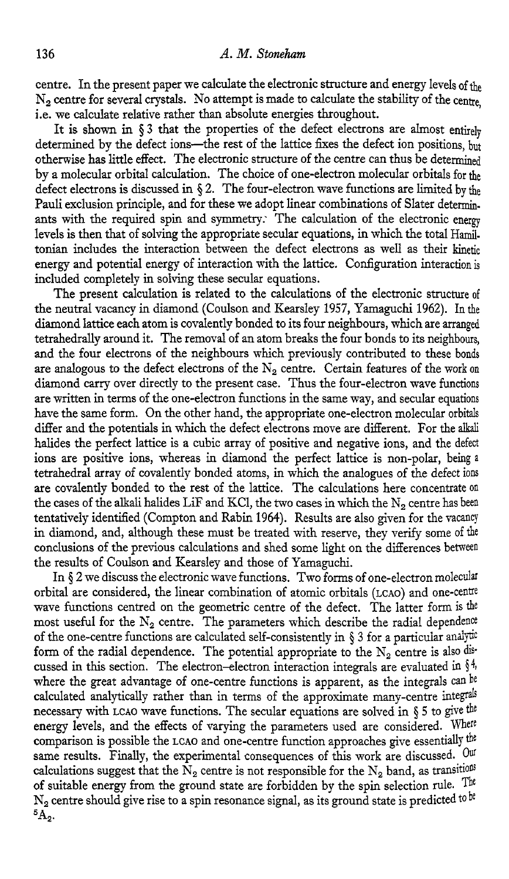centre. In the present paper we calculate the electronic structure and energy levels of the $N_2$ centre for several crystals. No attempt is made to calculate the stability of the centre, i.e. we calculate relative rather than absolute energies throughout.

It is shown in § 3 that the properties of the defect electrons are almost entirely determined by the defect ions—the rest of the lattice fixes the defect ion positions, but otherwise has little effect. The electronic structure of the centre can thus be determined by a molecular orbital calculation. The choice of one-electron molecular orbitals for the defect electrons is discussed in § 2. The four-electron wave functions are limited by the Pauli exclusion principle, and for these we adopt linear combinations of Slater determinants with the required spin and symmetry. The calculation of the electronic energy levels is then that of solving the appropriate secular equations, in which the total Hamiltonian includes the interaction between the defect electrons as well as their kinetic energy and potential energy of interaction with the lattice. Configuration interaction is included completely in solving these secular equations.

The present calculation is related to the calculations of the electronic structure of the neutral vacancy in diamond (Coulson and Kearsley 1957, Yamaguchi 1962). In the diamond lattice each atom is covalently bonded to its four neighbours, which are arranged tetrahedrally around it. The removal of an atom breaks the four bonds to its neighbours, and the four electrons of the neighbours which previously contributed to these bonds are analogous to the defect electrons of the $N_2$ centre. Certain features of the work on diamond carry over directly to the present case. Thus the four-electron wave functions are written in terms of the one-electron functions in the same way, and secular equations have the same form. On the other hand, the appropriate one-electron molecular orbitals differ and the potentials in which the defect electrons move are different. For the alkali halides the perfect lattice is a cubic array of positive and negative ions, and the defect ions are positive ions, whereas in diamond the perfect lattice is non-polar, being a tetrahedral array of covalently bonded atoms, in which the analogues of the defect ions are covalently bonded to the rest of the lattice. The calculations here concentrate on the cases of the alkali halides LiF and KCl, the two cases in which the $N_2$ centre has been tentatively identified (Compton and Rabin 1964). Results are also given for the vacancy in diamond, and, although these must be treated with reserve, they verify some of the conclusions of the previous calculations and shed some light on the differences between the results of Coulson and Kearsley and those of Yamaguchi.

In § 2 we discuss the electronic wave functions. Two forms of one-electron molecular orbital are considered, the linear combination of atomic orbitals (LCAO) and one-centre wave functions centred on the geometric centre of the defect. The latter form is the most useful for the $N_2$ centre. The parameters which describe the radial dependence of the one-centre functions are calculated self-consistently in § 3 for a particular analytic form of the radial dependence. The potential appropriate to the $N_2$ centre is also discussed in this section. The electron–electron interaction integrals are evaluated in § 4, where the great advantage of one-centre functions is apparent, as the integrals can be calculated analytically rather than in terms of the approximate many-centre integrals necessary with LCAO wave functions. The secular equations are solved in § 5 to give the energy levels, and the effects of varying the parameters used are considered. Where comparison is possible the LCAO and one-centre function approaches give essentially the same results. Finally, the experimental consequences of this work are discussed. Our calculations suggest that the $N_2$ centre is not responsible for the $N_2$ band, as transitions of suitable energy from the ground state are forbidden by the spin selection rule. The $N_2$ centre should give rise to a spin resonance signal, as its ground state is predicted to be $^5A_2$.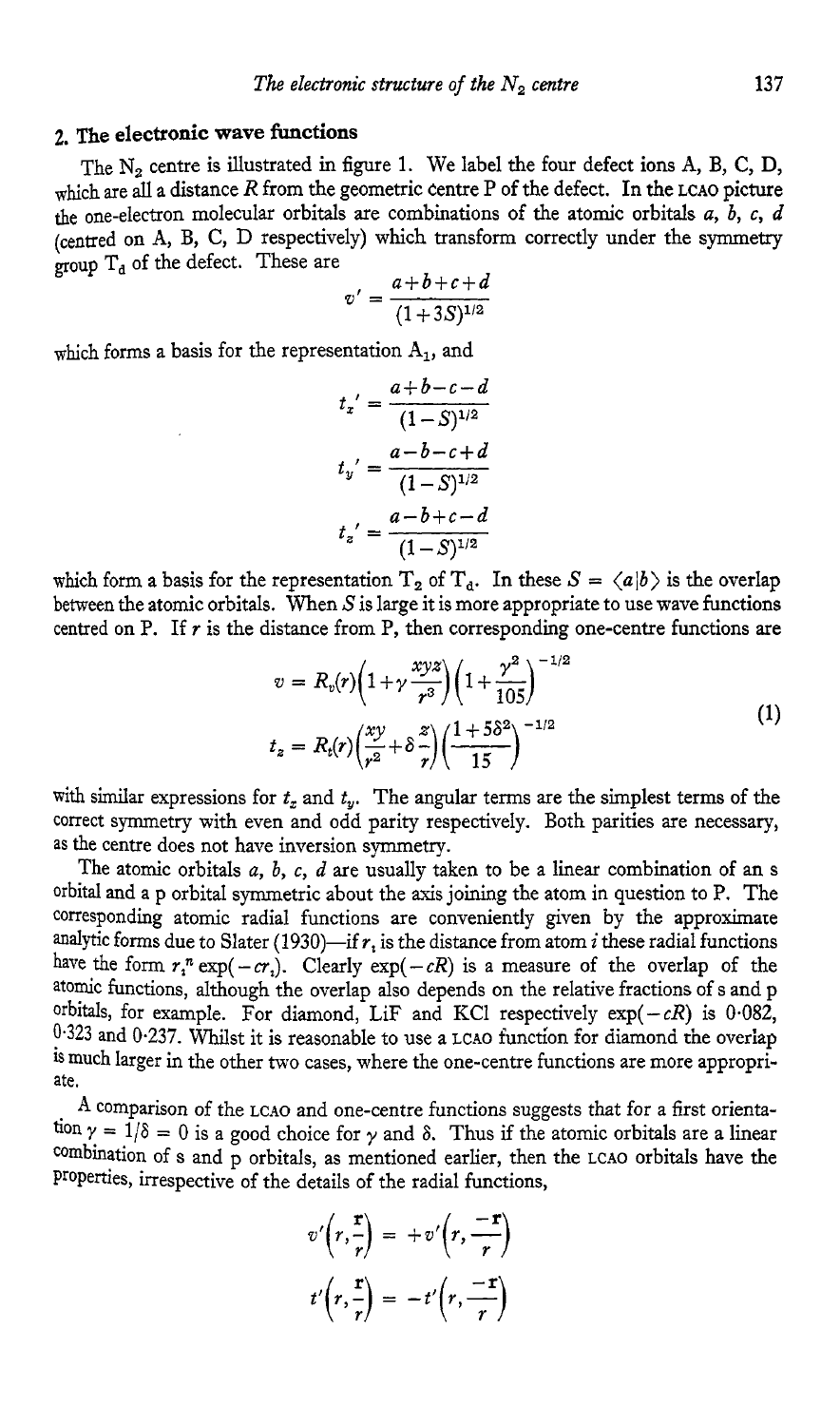## 2. The electronic wave functions

The $N_2$ centre is illustrated in figure 1. We label the four defect ions A, B, C, D, which are all a distance $R$ from the geometric centre P of the defect. In the LCAO picture the one-electron molecular orbitals are combinations of the atomic orbitals $a$, $b$, $c$, $d$ (centred on A, B, C, D respectively) which transform correctly under the symmetry group $T_d$ of the defect. These are

$$v' = \frac{a+b+c+d}{(1+3S)^{1/2}}$$

which forms a basis for the representation $A_1$, and

$$t_x' = \frac{a+b-c-d}{(1-S)^{1/2}}$$

$$t_y' = \frac{a-b-c+d}{(1-S)^{1/2}}$$

$$t_z' = \frac{a-b+c-d}{(1-S)^{1/2}}$$

which form a basis for the representation $T_2$ of $T_d$. In these $S = \langle a|b \rangle$ is the overlap between the atomic orbitals. When $S$ is large it is more appropriate to use wave functions centred on P. If $r$ is the distance from P, then corresponding one-centre functions are

$$
\begin{aligned}
v &= R_v(r)\left(1+\gamma\frac{xyz}{r^3}\right)\left(1+\frac{\gamma^2}{105}\right)^{-1/2} \\
t_z &= R_t(r)\left(\frac{xy}{r^2}+\delta\frac{z}{r}\right)\left(\frac{1+5\delta^2}{15}\right)^{-1/2}
\end{aligned}
\tag{1}
$$

with similar expressions for $t_x$ and $t_y$. The angular terms are the simplest terms of the correct symmetry with even and odd parity respectively. Both parities are necessary, as the centre does not have inversion symmetry.

The atomic orbitals $a$, $b$, $c$, $d$ are usually taken to be a linear combination of an s orbital and a p orbital symmetric about the axis joining the atom in question to P. The corresponding atomic radial functions are conveniently given by the approximate analytic forms due to Slater (1930)—if $r_i$ is the distance from atom $i$ these radial functions have the form $r_i^n \exp(-cr_i)$. Clearly $\exp(-cR)$ is a measure of the overlap of the atomic functions, although the overlap also depends on the relative fractions of s and p orbitals, for example. For diamond, LiF and KCl respectively $\exp(-cR)$ is 0·082, 0·323 and 0·237. Whilst it is reasonable to use a LCAO function for diamond the overlap is much larger in the other two cases, where the one-centre functions are more appropriate.

A comparison of the LCAO and one-centre functions suggests that for a first orientation $\gamma = 1/\delta = 0$ is a good choice for $\gamma$ and $\delta$. Thus if the atomic orbitals are a linear combination of s and p orbitals, as mentioned earlier, then the LCAO orbitals have the properties, irrespective of the details of the radial functions,

$$v'\left(r,\frac{\mathbf{r}}{r}\right) = +v'\left(r,\frac{-\mathbf{r}}{r}\right)$$

$$t'\left(r,\frac{\mathbf{r}}{r}\right) = -t'\left(r,\frac{-\mathbf{r}}{r}\right)$$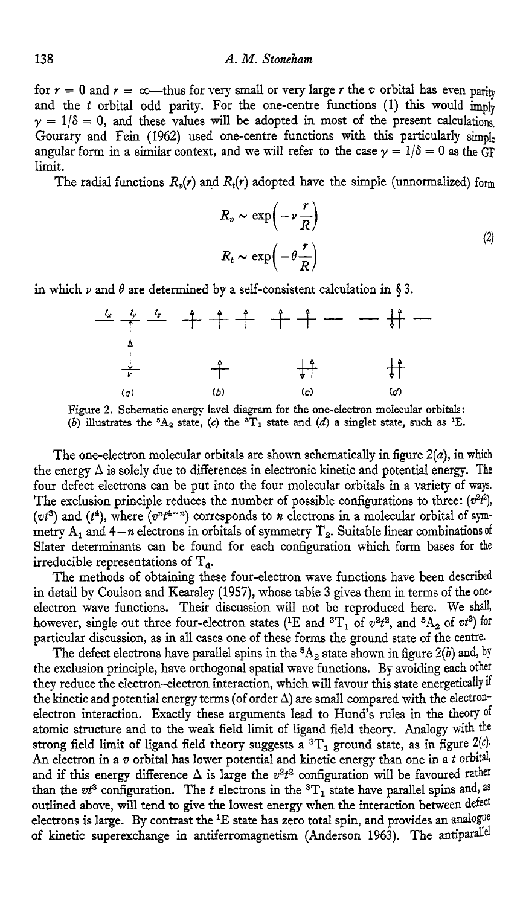for $r = 0$ and $r = \infty$—thus for very small or very large $r$ the $v$ orbital has even parity and the $t$ orbital odd parity. For the one-centre functions (1) this would imply $\gamma = 1/\delta = 0$, and these values will be adopted in most of the present calculations. Gourary and Fein (1962) used one-centre functions with this particularly simple angular form in a similar context, and we will refer to the case $\gamma = 1/\delta = 0$ as the GF limit.

The radial functions $R_v(r)$ and $R_t(r)$ adopted have the simple (unnormalized) form

$$
\begin{aligned}
R_v &\sim \exp\left(-\nu \frac{r}{R}\right) \\
R_t &\sim \exp\left(-\theta \frac{r}{R}\right)
\end{aligned}
\tag{2}
$$

in which $\nu$ and $\theta$ are determined by a self-consistent calculation in § 3.

Figure 2. Schematic energy level diagram for the one-electron molecular orbitals: (*b*) illustrates the $^5A_2$ state, (*c*) the $^3T_1$ state and (*d*) a singlet state, such as $^1E$.

The one-electron molecular orbitals are shown schematically in figure 2(*a*), in which the energy $\Delta$ is solely due to differences in electronic kinetic and potential energy. The four defect electrons can be put into the four molecular orbitals in a variety of ways. The exclusion principle reduces the number of possible configurations to three: $(v^2t^2)$, $(vt^3)$ and $(t^4)$, where $(v^nt^{4-n})$ corresponds to $n$ electrons in a molecular orbital of symmetry $A_1$ and $4-n$ electrons in orbitals of symmetry $T_2$. Suitable linear combinations of Slater determinants can be found for each configuration which form bases for the irreducible representations of $T_d$.

The methods of obtaining these four-electron wave functions have been described in detail by Coulson and Kearsley (1957), whose table 3 gives them in terms of the one-electron wave functions. Their discussion will not be reproduced here. We shall, however, single out three four-electron states ($^1E$ and $^3T_1$ of $v^2t^2$, and $^5A_2$ of $vt^3$) for particular discussion, as in all cases one of these forms the ground state of the centre.

The defect electrons have parallel spins in the $^5A_2$ state shown in figure 2(*b*) and, by the exclusion principle, have orthogonal spatial wave functions. By avoiding each other they reduce the electron–electron interaction, which will favour this state energetically if the kinetic and potential energy terms (of order $\Delta$) are small compared with the electron–electron interaction. Exactly these arguments lead to Hund's rules in the theory of atomic structure and to the weak field limit of ligand field theory. Analogy with the strong field limit of ligand field theory suggests a $^3T_1$ ground state, as in figure 2(*c*). An electron in a $v$ orbital has lower potential and kinetic energy than one in a $t$ orbital, and if this energy difference $\Delta$ is large the $v^2t^2$ configuration will be favoured rather than the $vt^3$ configuration. The $t$ electrons in the $^3T_1$ state have parallel spins and, as outlined above, will tend to give the lowest energy when the interaction between defect electrons is large. By contrast the $^1E$ state has zero total spin, and provides an analogue of kinetic superexchange in antiferromagnetism (Anderson 1963). The antiparallel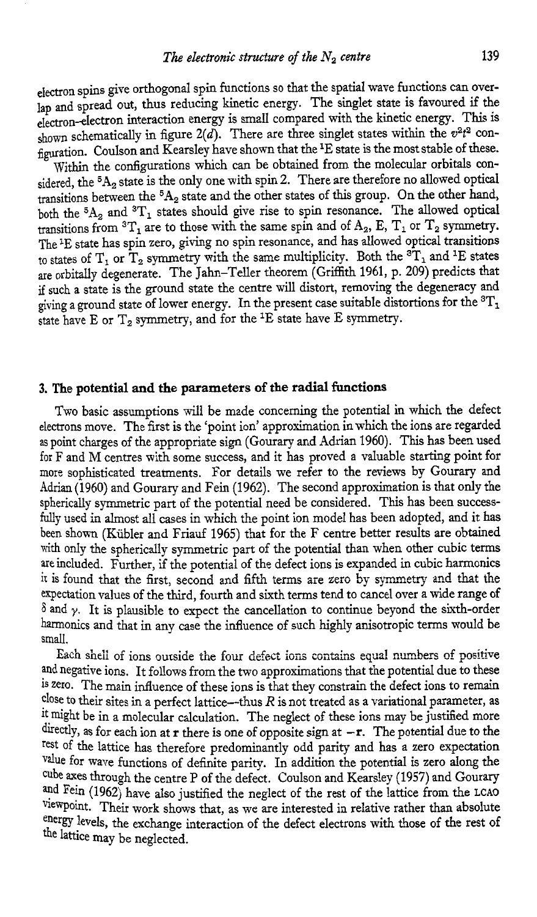electron spins give orthogonal spin functions so that the spatial wave functions can overlap and spread out, thus reducing kinetic energy. The singlet state is favoured if the electron–electron interaction energy is small compared with the kinetic energy. This is shown schematically in figure 2(*d*). There are three singlet states within the $v^2t^2$ configuration. Coulson and Kearsley have shown that the $^1E$ state is the most stable of these.

Within the configurations which can be obtained from the molecular orbitals considered, the $^5A_2$ state is the only one with spin 2. There are therefore no allowed optical transitions between the $^5A_2$ state and the other states of this group. On the other hand, both the $^5A_2$ and $^3T_1$ states should give rise to spin resonance. The allowed optical transitions from $^3T_1$ are to those with the same spin and of $A_2$, E, $T_1$ or $T_2$ symmetry. The $^1E$ state has spin zero, giving no spin resonance, and has allowed optical transitions to states of $T_1$ or $T_2$ symmetry with the same multiplicity. Both the $^3T_1$ and $^1E$ states are orbitally degenerate. The Jahn–Teller theorem (Griffith 1961, p. 209) predicts that if such a state is the ground state the centre will distort, removing the degeneracy and giving a ground state of lower energy. In the present case suitable distortions for the $^3T_1$ state have E or $T_2$ symmetry, and for the $^1E$ state have E symmetry.

## 3. The potential and the parameters of the radial functions

Two basic assumptions will be made concerning the potential in which the defect electrons move. The first is the 'point ion' approximation in which the ions are regarded as point charges of the appropriate sign (Gourary and Adrian 1960). This has been used for F and M centres with some success, and it has proved a valuable starting point for more sophisticated treatments. For details we refer to the reviews by Gourary and Adrian (1960) and Gourary and Fein (1962). The second approximation is that only the spherically symmetric part of the potential need be considered. This has been successfully used in almost all cases in which the point ion model has been adopted, and it has been shown (Kübler and Friauf 1965) that for the F centre better results are obtained with only the spherically symmetric part of the potential than when other cubic terms are included. Further, if the potential of the defect ions is expanded in cubic harmonics it is found that the first, second and fifth terms are zero by symmetry and that the expectation values of the third, fourth and sixth terms tend to cancel over a wide range of $\delta$ and $\gamma$. It is plausible to expect the cancellation to continue beyond the sixth-order harmonics and that in any case the influence of such highly anisotropic terms would be small.

Each shell of ions outside the four defect ions contains equal numbers of positive and negative ions. It follows from the two approximations that the potential due to these is zero. The main influence of these ions is that they constrain the defect ions to remain close to their sites in a perfect lattice—thus $R$ is not treated as a variational parameter, as it might be in a molecular calculation. The neglect of these ions may be justified more directly, as for each ion at $\mathbf{r}$ there is one of opposite sign at $-\mathbf{r}$. The potential due to the rest of the lattice has therefore predominantly odd parity and has a zero expectation value for wave functions of definite parity. In addition the potential is zero along the cube axes through the centre P of the defect. Coulson and Kearsley (1957) and Gourary and Fein (1962) have also justified the neglect of the rest of the lattice from the LCAO viewpoint. Their work shows that, as we are interested in relative rather than absolute energy levels, the exchange interaction of the defect electrons with those of the rest of the lattice may be neglected.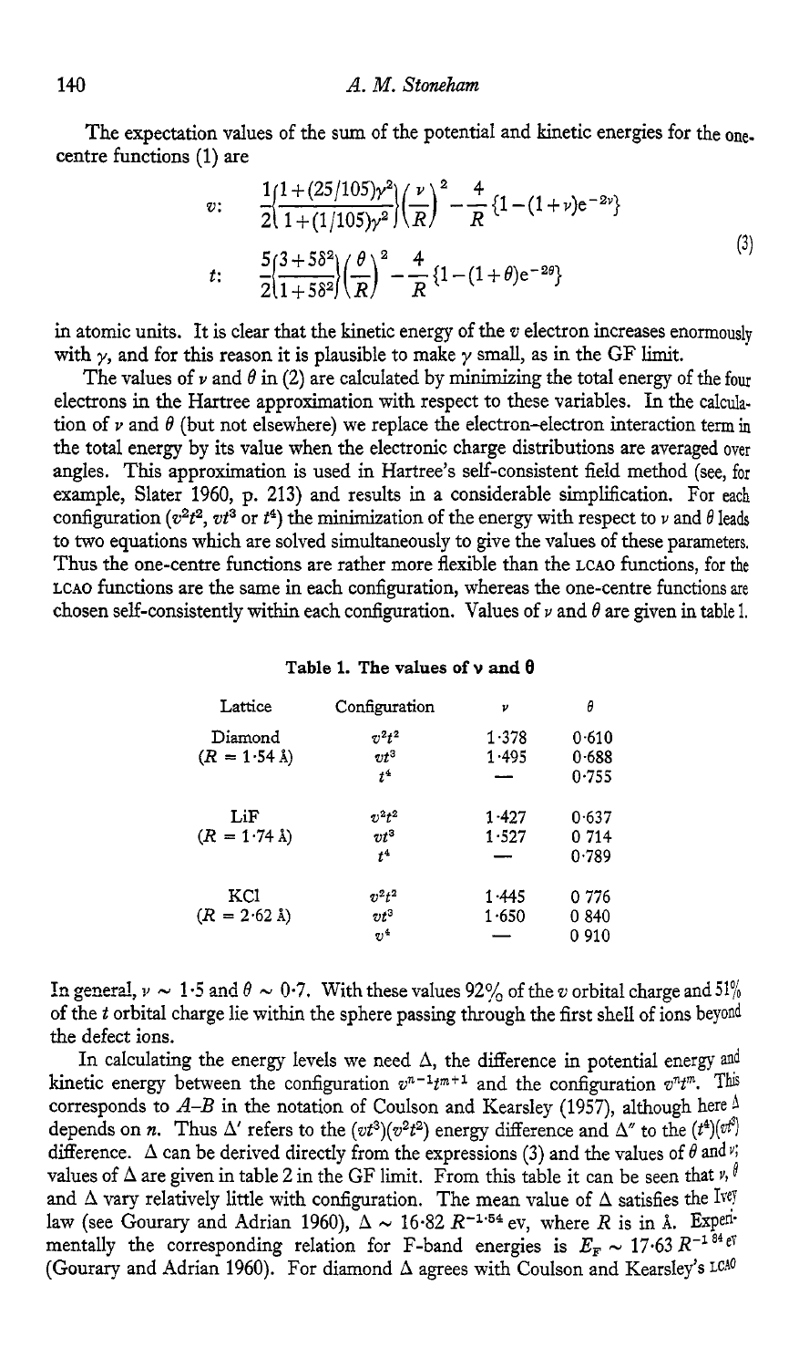The expectation values of the sum of the potential and kinetic energies for the one-centre functions (1) are

$$
\begin{aligned}
v: &\quad \frac{1}{2}\left\{\frac{1+(25/105)\gamma^2}{1+(1/105)\gamma^2}\right\}\left(\frac{\nu}{R}\right)^2 - \frac{4}{R}\{1-(1+\nu)e^{-2\nu}\} \\
t: &\quad \frac{5}{2}\left\{\frac{3+5\delta^2}{1+5\delta^2}\right\}\left(\frac{\theta}{R}\right)^2 - \frac{4}{R}\{1-(1+\theta)e^{-2\theta}\}
\end{aligned}
\tag{3}
$$

in atomic units. It is clear that the kinetic energy of the $v$ electron increases enormously with $\gamma$, and for this reason it is plausible to make $\gamma$ small, as in the GF limit.

The values of $\nu$ and $\theta$ in (2) are calculated by minimizing the total energy of the four electrons in the Hartree approximation with respect to these variables. In the calculation of $\nu$ and $\theta$ (but not elsewhere) we replace the electron-electron interaction term in the total energy by its value when the electronic charge distributions are averaged over angles. This approximation is used in Hartree's self-consistent field method (see, for example, Slater 1960, p. 213) and results in a considerable simplification. For each configuration ($v^2t^2$, $vt^3$ or $t^4$) the minimization of the energy with respect to $\nu$ and $\theta$ leads to two equations which are solved simultaneously to give the values of these parameters. Thus the one-centre functions are rather more flexible than the LCAO functions, for the LCAO functions are the same in each configuration, whereas the one-centre functions are chosen self-consistently within each configuration. Values of $\nu$ and $\theta$ are given in table 1.

**Table 1. The values of $\nu$ and $\theta$**

| Lattice | Configuration | $\nu$ | $\theta$ |
|---|---|---|---|
| Diamond | $v^2t^2$ | 1·378 | 0·610 |
| ($R$ = 1·54 Å) | $vt^3$ | 1·495 | 0·688 |
| | $t^4$ | — | 0·755 |
| LiF | $v^2t^2$ | 1·427 | 0·637 |
| ($R$ = 1·74 Å) | $vt^3$ | 1·527 | 0 714 |
| | $t^4$ | — | 0·789 |
| KCl | $v^2t^2$ | 1·445 | 0 776 |
| ($R$ = 2·62 Å) | $vt^3$ | 1·650 | 0 840 |
| | $v^4$ | — | 0 910 |

In general, $\nu \sim 1{\cdot}5$ and $\theta \sim 0{\cdot}7$. With these values 92% of the $v$ orbital charge and 51% of the $t$ orbital charge lie within the sphere passing through the first shell of ions beyond the defect ions.

In calculating the energy levels we need $\Delta$, the difference in potential energy and kinetic energy between the configuration $v^{n-1}t^{m+1}$ and the configuration $v^nt^m$. This corresponds to $A$–$B$ in the notation of Coulson and Kearsley (1957), although here $\Delta$ depends on $n$. Thus $\Delta'$ refers to the $(vt^3)(v^2t^2)$ energy difference and $\Delta''$ to the $(t^4)(vt^3)$ difference. $\Delta$ can be derived directly from the expressions (3) and the values of $\theta$ and $\nu$; values of $\Delta$ are given in table 2 in the GF limit. From this table it can be seen that $\nu$, $\theta$ and $\Delta$ vary relatively little with configuration. The mean value of $\Delta$ satisfies the Ivey law (see Gourary and Adrian 1960), $\Delta \sim 16{\cdot}82\ R^{-1{\cdot}54}$ ev, where $R$ is in Å. Experimentally the corresponding relation for F-band energies is $E_F \sim 17{\cdot}63\ R^{-1{\cdot}84}$ ev (Gourary and Adrian 1960). For diamond $\Delta$ agrees with Coulson and Kearsley's LCAO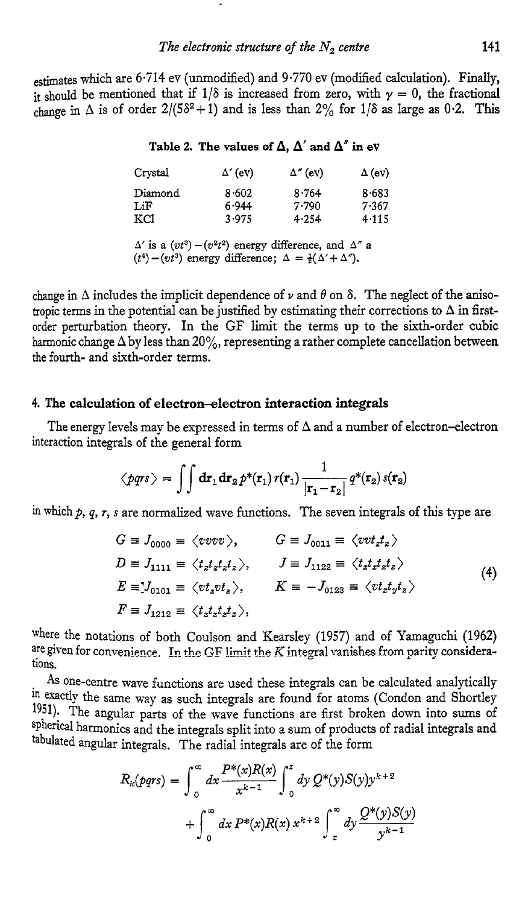estimates which are 6·714 ev (unmodified) and 9·770 ev (modified calculation). Finally, it should be mentioned that if $1/\delta$ is increased from zero, with $\gamma = 0$, the fractional change in $\Delta$ is of order $2/(5\delta^2+1)$ and is less than 2% for $1/\delta$ as large as 0·2. This change in $\Delta$ includes the implicit dependence of $\nu$ and $\theta$ on $\delta$. The neglect of the anisotropic terms in the potential can be justified by estimating their corrections to $\Delta$ in first-order perturbation theory. In the GF limit the terms up to the sixth-order cubic harmonic change $\Delta$ by less than 20%, representing a rather complete cancellation between the fourth- and sixth-order terms.

**Table 2. The values of $\Delta$, $\Delta'$ and $\Delta''$ in ev**

| Crystal | $\Delta'$ (ev) | $\Delta''$ (ev) | $\Delta$ (ev) |
|---|---|---|---|
| Diamond | 8·602 | 8·764 | 8·683 |
| LiF | 6·944 | 7·790 | 7·367 |
| KCl | 3·975 | 4·254 | 4·115 |

$\Delta'$ is a $(vt^3)-(v^2t^2)$ energy difference, and $\Delta''$ a $(t^4)-(vt^3)$ energy difference; $\Delta = \frac{1}{2}(\Delta'+\Delta'')$.

## 4. The calculation of electron–electron interaction integrals

The energy levels may be expressed in terms of $\Delta$ and a number of electron–electron interaction integrals of the general form

$$\langle pqrs\rangle = \int\int d\mathbf{r}_1 d\mathbf{r}_2\, p^*(\mathbf{r}_1)\, r(\mathbf{r}_1)\frac{1}{|\mathbf{r}_1-\mathbf{r}_2|}\, q^*(\mathbf{r}_2)\, s(\mathbf{r}_2)$$

in which $p$, $q$, $r$, $s$ are normalized wave functions. The seven integrals of this type are

$$\begin{aligned}
G &\equiv J_{0000} \equiv \langle vvvv\rangle, & G &\equiv J_{0011} \equiv \langle vvt_zt_z\rangle \\
D &\equiv J_{1111} \equiv \langle t_zt_zt_zt_z\rangle, & J &\equiv J_{1122} \equiv \langle t_zt_xt_zt_z\rangle \\
E &\equiv J_{0101} \equiv \langle vt_zvt_z\rangle, & K &\equiv -J_{0123} \equiv \langle vt_zt_yt_z\rangle \\
F &\equiv J_{1212} \equiv \langle t_zt_zt_zt_z\rangle,
\end{aligned} \tag{4}$$

where the notations of both Coulson and Kearsley (1957) and of Yamaguchi (1962) are given for convenience. In the GF limit the $K$ integral vanishes from parity considerations.

As one-centre wave functions are used these integrals can be calculated analytically in exactly the same way as such integrals are found for atoms (Condon and Shortley 1951). The angular parts of the wave functions are first broken down into sums of spherical harmonics and the integrals split into a sum of products of radial integrals and tabulated angular integrals. The radial integrals are of the form

$$R_k(pqrs) = \int_0^\infty dx \frac{P^*(x)R(x)}{x^{k-1}} \int_0^x dy\, Q^*(y)S(y)y^{k+2} + \int_0^\infty dx\, P^*(x)R(x)\, x^{k+2} \int_x^\infty dy \frac{Q^*(y)S(y)}{y^{k-1}}$$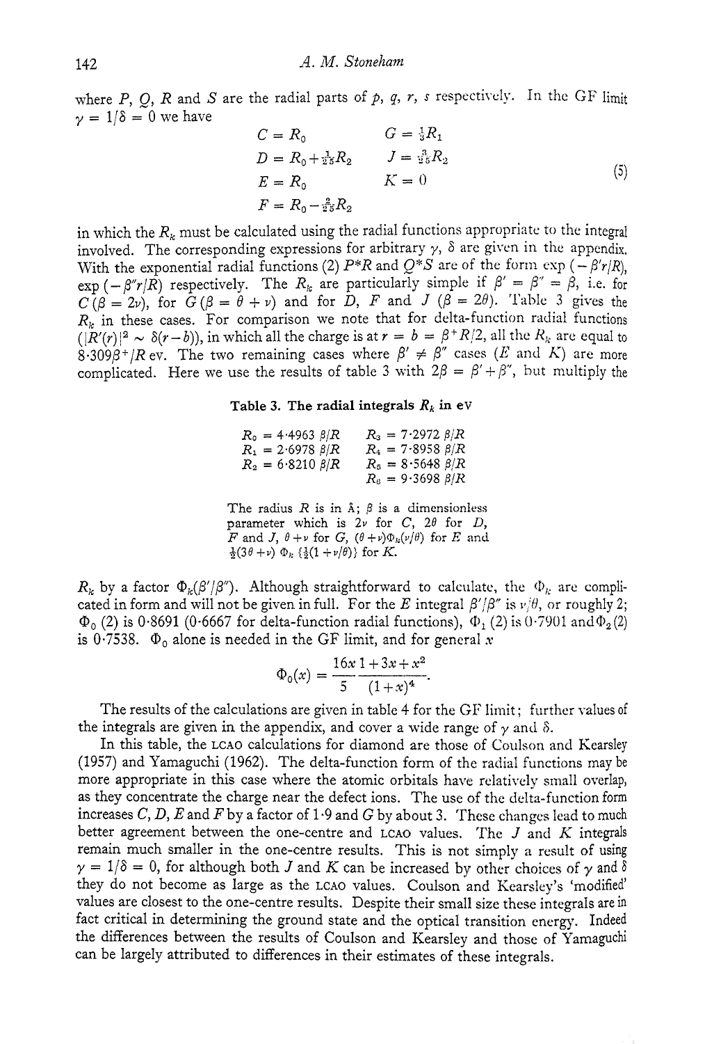where $P$, $Q$, $R$ and $S$ are the radial parts of $p$, $q$, $r$, $s$ respectively. In the GF limit $\gamma = 1/\delta = 0$ we have

$$
\begin{aligned}
C &= R_0 & G &= \tfrac{1}{3}R_1 \\
D &= R_0 + \tfrac{1}{25}R_2 & J &= \tfrac{3}{25}R_2 \\
E &= R_0 & K &= 0 \\
F &= R_0 - \tfrac{2}{25}R_2 & &
\end{aligned}
\tag{5}
$$

in which the $R_k$ must be calculated using the radial functions appropriate to the integral involved. The corresponding expressions for arbitrary $\gamma$, $\delta$ are given in the appendix. With the exponential radial functions (2) $P^*R$ and $Q^*S$ are of the form $\exp(-\beta' r/R)$, $\exp(-\beta'' r/R)$ respectively. The $R_k$ are particularly simple if $\beta' = \beta'' = \beta$, i.e. for $C$ ($\beta = 2\nu$), for $G$ ($\beta = \theta + \nu$) and for $D$, $F$ and $J$ ($\beta = 2\theta$). Table 3 gives the $R_k$ in these cases. For comparison we note that for delta-function radial functions ($|R'(r)|^2 \sim \delta(r-b)$), in which all the charge is at $r = b = \beta^+ R/2$, all the $R_k$ are equal to $8\cdot309\beta^+/R$ ev. The two remaining cases where $\beta' \neq \beta''$ cases ($E$ and $K$) are more complicated. Here we use the results of table 3 with $2\beta = \beta' + \beta''$, but multiply the $R_k$ by a factor $\Phi_k(\beta'/\beta'')$. Although straightforward to calculate, the $\Phi_k$ are complicated in form and will not be given in full. For the $E$ integral $\beta'/\beta''$ is $\nu/\theta$, or roughly 2; $\Phi_0(2)$ is 0·8691 (0·6667 for delta-function radial functions), $\Phi_1(2)$ is 0·7901 and $\Phi_2(2)$ is 0·7538. $\Phi_0$ alone is needed in the GF limit, and for general $x$

**Table 3. The radial integrals $R_k$ in eV**

| | |
|---|---|
| $R_0 = 4\cdot4963\ \beta/R$ | $R_3 = 7\cdot2972\ \beta/R$ |
| $R_1 = 2\cdot6978\ \beta/R$ | $R_4 = 7\cdot8958\ \beta/R$ |
| $R_2 = 6\cdot8210\ \beta/R$ | $R_5 = 8\cdot5648\ \beta/R$ |
| | $R_6 = 9\cdot3698\ \beta/R$ |

The radius $R$ is in Å; $\beta$ is a dimensionless parameter which is $2\nu$ for $C$, $2\theta$ for $D$, $F$ and $J$, $\theta+\nu$ for $G$, $(\theta+\nu)\Phi_k(\nu/\theta)$ for $E$ and $\frac{1}{2}(3\theta+\nu)\ \Phi_k\{\frac{1}{2}(1+\nu/\theta)\}$ for $K$.

$$
\Phi_0(x) = \frac{16x}{5}\frac{1+3x+x^2}{(1+x)^4}.
$$

The results of the calculations are given in table 4 for the GF limit; further values of the integrals are given in the appendix, and cover a wide range of $\gamma$ and $\delta$.

In this table, the LCAO calculations for diamond are those of Coulson and Kearsley (1957) and Yamaguchi (1962). The delta-function form of the radial functions may be more appropriate in this case where the atomic orbitals have relatively small overlap, as they concentrate the charge near the defect ions. The use of the delta-function form increases $C$, $D$, $E$ and $F$ by a factor of 1·9 and $G$ by about 3. These changes lead to much better agreement between the one-centre and LCAO values. The $J$ and $K$ integrals remain much smaller in the one-centre results. This is not simply a result of using $\gamma = 1/\delta = 0$, for although both $J$ and $K$ can be increased by other choices of $\gamma$ and $\delta$ they do not become as large as the LCAO values. Coulson and Kearsley's 'modified' values are closest to the one-centre results. Despite their small size these integrals are in fact critical in determining the ground state and the optical transition energy. Indeed the differences between the results of Coulson and Kearsley and those of Yamaguchi can be largely attributed to differences in their estimates of these integrals.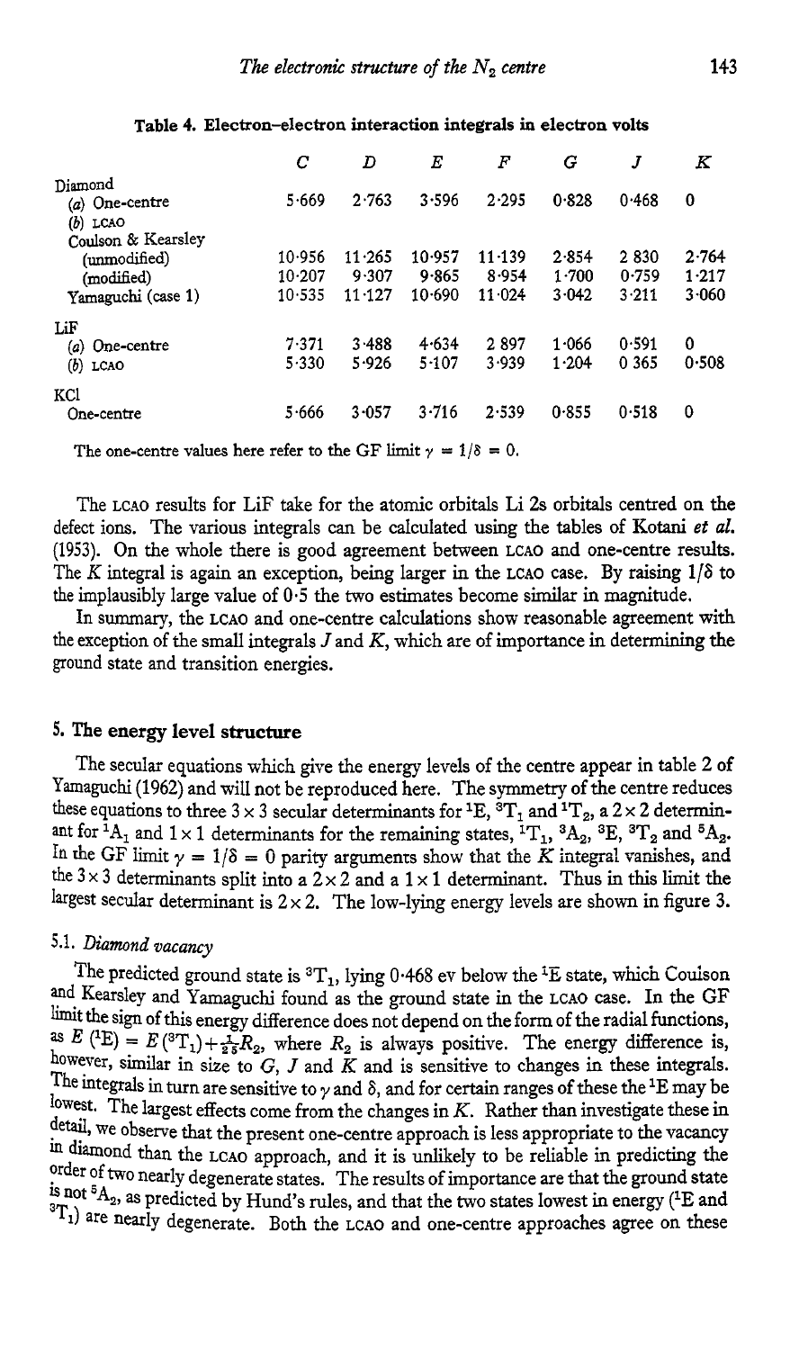**Table 4. Electron–electron interaction integrals in electron volts**

| | $C$ | $D$ | $E$ | $F$ | $G$ | $J$ | $K$ |
|---|---|---|---|---|---|---|---|
| Diamond | | | | | | | |
| (*a*) One-centre | 5·669 | 2·763 | 3·596 | 2·295 | 0·828 | 0·468 | 0 |
| (*b*) LCAO | | | | | | | |
| Coulson & Kearsley | | | | | | | |
| (unmodified) | 10·956 | 11·265 | 10·957 | 11·139 | 2·854 | 2 830 | 2·764 |
| (modified) | 10·207 | 9·307 | 9·865 | 8·954 | 1·700 | 0·759 | 1·217 |
| Yamaguchi (case 1) | 10·535 | 11·127 | 10·690 | 11·024 | 3·042 | 3·211 | 3·060 |
| LiF | | | | | | | |
| (*a*) One-centre | 7·371 | 3·488 | 4·634 | 2 897 | 1·066 | 0·591 | 0 |
| (*b*) LCAO | 5·330 | 5·926 | 5·107 | 3·939 | 1·204 | 0 365 | 0·508 |
| KCl | | | | | | | |
| One-centre | 5·666 | 3·057 | 3·716 | 2·539 | 0·855 | 0·518 | 0 |

The one-centre values here refer to the GF limit $\gamma = 1/\delta = 0$.

The LCAO results for LiF take for the atomic orbitals Li 2s orbitals centred on the defect ions. The various integrals can be calculated using the tables of Kotani *et al.* (1953). On the whole there is good agreement between LCAO and one-centre results. The $K$ integral is again an exception, being larger in the LCAO case. By raising $1/\delta$ to the implausibly large value of 0·5 the two estimates become similar in magnitude.

In summary, the LCAO and one-centre calculations show reasonable agreement with the exception of the small integrals $J$ and $K$, which are of importance in determining the ground state and transition energies.

## 5. The energy level structure

The secular equations which give the energy levels of the centre appear in table 2 of Yamaguchi (1962) and will not be reproduced here. The symmetry of the centre reduces these equations to three $3 \times 3$ secular determinants for $^1E$, $^3T_1$ and $^1T_2$, a $2 \times 2$ determinant for $^1A_1$ and $1 \times 1$ determinants for the remaining states, $^1T_1$, $^3A_2$, $^3E$, $^3T_2$ and $^5A_2$. In the GF limit $\gamma = 1/\delta = 0$ parity arguments show that the $K$ integral vanishes, and the $3 \times 3$ determinants split into a $2 \times 2$ and a $1 \times 1$ determinant. Thus in this limit the largest secular determinant is $2 \times 2$. The low-lying energy levels are shown in figure 3.

### 5.1. *Diamond vacancy*

The predicted ground state is $^3T_1$, lying 0·468 ev below the $^1E$ state, which Coulson and Kearsley and Yamaguchi found as the ground state in the LCAO case. In the GF limit the sign of this energy difference does not depend on the form of the radial functions, as $E\,(^1E) = E\,(^3T_1) + \frac{1}{25}R_2$, where $R_2$ is always positive. The energy difference is, however, similar in size to $G$, $J$ and $K$ and is sensitive to changes in these integrals. The integrals in turn are sensitive to $\gamma$ and $\delta$, and for certain ranges of these the $^1E$ may be lowest. The largest effects come from the changes in $K$. Rather than investigate these in detail, we observe that the present one-centre approach is less appropriate to the vacancy in diamond than the LCAO approach, and it is unlikely to be reliable in predicting the order of two nearly degenerate states. The results of importance are that the ground state is not $^5A_2$, as predicted by Hund's rules, and that the two states lowest in energy ($^1E$ and $^3T_1$) are nearly degenerate. Both the LCAO and one-centre approaches agree on these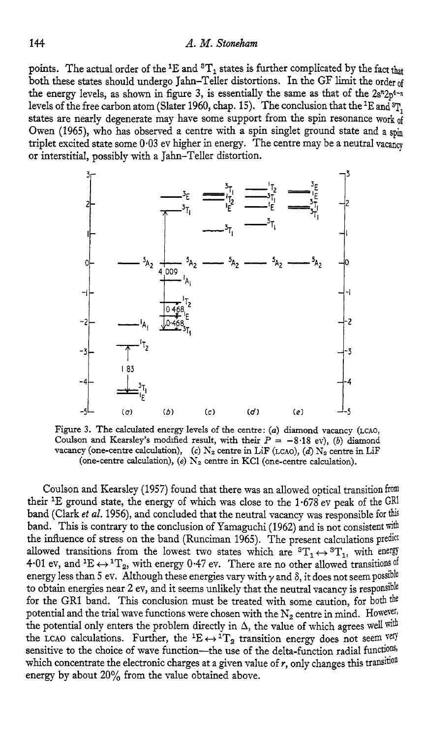points. The actual order of the $^1E$ and $^3T_1$ states is further complicated by the fact that both these states should undergo Jahn–Teller distortions. In the GF limit the order of the energy levels, as shown in figure 3, is essentially the same as that of the $2s^n2p^{4-n}$ levels of the free carbon atom (Slater 1960, chap. 15). The conclusion that the $^1E$ and $^3T_1$ states are nearly degenerate may have some support from the spin resonance work of Owen (1965), who has observed a centre with a spin singlet ground state and a spin triplet excited state some 0·03 ev higher in energy. The centre may be a neutral vacancy or interstitial, possibly with a Jahn–Teller distortion.

Figure 3. The calculated energy levels of the centre: (*a*) diamond vacancy (LCAO, Coulson and Kearsley's modified result, with their $P = -8{\cdot}18$ ev), (*b*) diamond vacancy (one-centre calculation), (*c*) $N_2$ centre in LiF (LCAO), (*d*) $N_2$ centre in LiF (one-centre calculation), (*e*) $N_2$ centre in KCl (one-centre calculation).

Coulson and Kearsley (1957) found that there was an allowed optical transition from their $^1E$ ground state, the energy of which was close to the 1·678 ev peak of the GR1 band (Clark *et al.* 1956), and concluded that the neutral vacancy was responsible for this band. This is contrary to the conclusion of Yamaguchi (1962) and is not consistent with the influence of stress on the band (Runciman 1965). The present calculations predict allowed transitions from the lowest two states which are $^3T_1 \leftrightarrow {}^3T_1$, with energy 4·01 ev, and $^1E \leftrightarrow {}^1T_2$, with energy 0·47 ev. There are no other allowed transitions of energy less than 5 ev. Although these energies vary with $\gamma$ and $\delta$, it does not seem possible to obtain energies near 2 ev, and it seems unlikely that the neutral vacancy is responsible for the GR1 band. This conclusion must be treated with some caution, for both the potential and the trial wave functions were chosen with the $N_2$ centre in mind. However, the potential only enters the problem directly in $\Delta$, the value of which agrees well with the LCAO calculations. Further, the $^1E \leftrightarrow {}^1T_2$ transition energy does not seem very sensitive to the choice of wave function—the use of the delta-function radial functions, which concentrate the electronic charges at a given value of $r$, only changes this transition energy by about 20% from the value obtained above.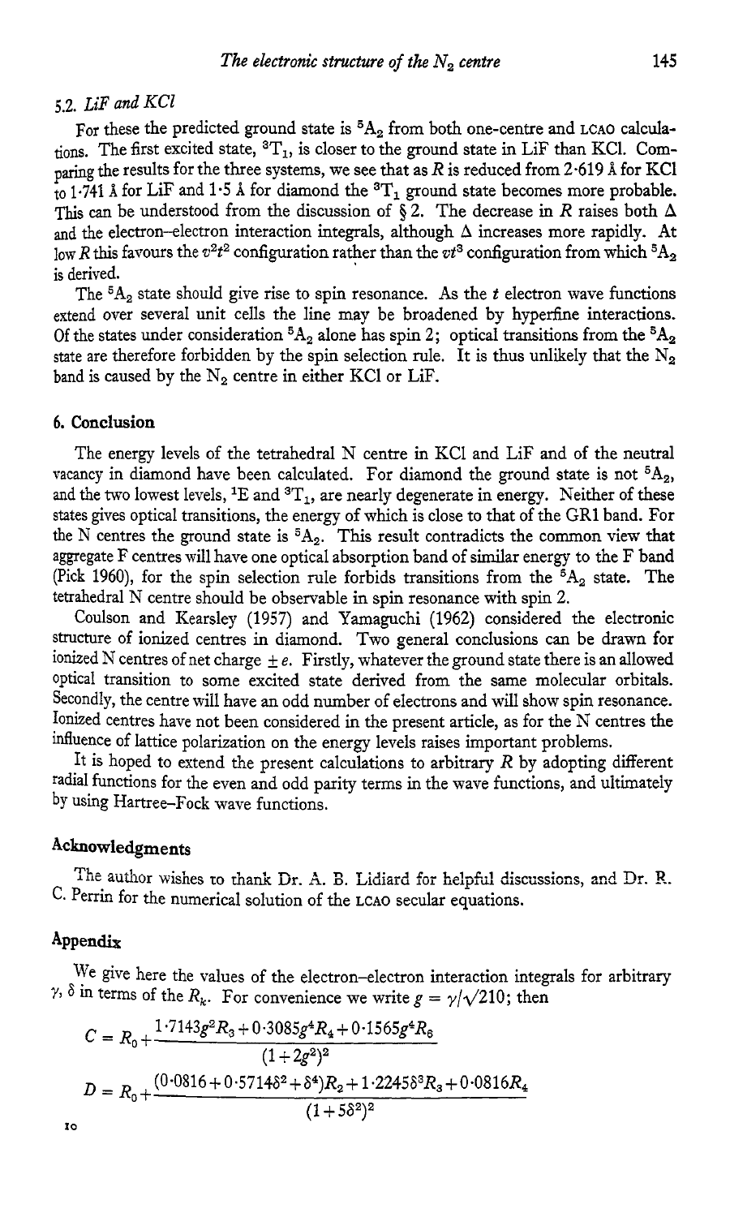### 5.2. LiF and KCl

For these the predicted ground state is $^5A_2$ from both one-centre and LCAO calculations. The first excited state, $^3T_1$, is closer to the ground state in LiF than KCl. Comparing the results for the three systems, we see that as $R$ is reduced from 2·619 Å for KCl to 1·741 Å for LiF and 1·5 Å for diamond the $^3T_1$ ground state becomes more probable. This can be understood from the discussion of § 2. The decrease in $R$ raises both $\Delta$ and the electron–electron interaction integrals, although $\Delta$ increases more rapidly. At low $R$ this favours the $v^2t^2$ configuration rather than the $vt^3$ configuration from which $^5A_2$ is derived.

The $^5A_2$ state should give rise to spin resonance. As the $t$ electron wave functions extend over several unit cells the line may be broadened by hyperfine interactions. Of the states under consideration $^5A_2$ alone has spin 2; optical transitions from the $^5A_2$ state are therefore forbidden by the spin selection rule. It is thus unlikely that the $N_2$ band is caused by the $N_2$ centre in either KCl or LiF.

## 6. Conclusion

The energy levels of the tetrahedral N centre in KCl and LiF and of the neutral vacancy in diamond have been calculated. For diamond the ground state is not $^5A_2$, and the two lowest levels, $^1E$ and $^3T_1$, are nearly degenerate in energy. Neither of these states gives optical transitions, the energy of which is close to that of the GR1 band. For the N centres the ground state is $^5A_2$. This result contradicts the common view that aggregate F centres will have one optical absorption band of similar energy to the F band (Pick 1960), for the spin selection rule forbids transitions from the $^5A_2$ state. The tetrahedral N centre should be observable in spin resonance with spin 2.

Coulson and Kearsley (1957) and Yamaguchi (1962) considered the electronic structure of ionized centres in diamond. Two general conclusions can be drawn for ionized N centres of net charge $\pm e$. Firstly, whatever the ground state there is an allowed optical transition to some excited state derived from the same molecular orbitals. Secondly, the centre will have an odd number of electrons and will show spin resonance. Ionized centres have not been considered in the present article, as for the N centres the influence of lattice polarization on the energy levels raises important problems.

It is hoped to extend the present calculations to arbitrary $R$ by adopting different radial functions for the even and odd parity terms in the wave functions, and ultimately by using Hartree–Fock wave functions.

## Acknowledgments

The author wishes to thank Dr. A. B. Lidiard for helpful discussions, and Dr. R. C. Perrin for the numerical solution of the LCAO secular equations.

## Appendix

We give here the values of the electron–electron interaction integrals for arbitrary $\gamma, \delta$ in terms of the $R_k$. For convenience we write $g = \gamma/\sqrt{210}$; then

$$C = R_0 + \frac{1{\cdot}7143g^2R_3 + 0{\cdot}3085g^4R_4 + 0{\cdot}1565g^4R_6}{(1+2g^2)^2}$$

$$D = R_0 + \frac{(0{\cdot}0816 + 0{\cdot}5714\delta^2 + \delta^4)R_2 + 1{\cdot}2245\delta^3R_3 + 0{\cdot}0816R_4}{(1+5\delta^2)^2}$$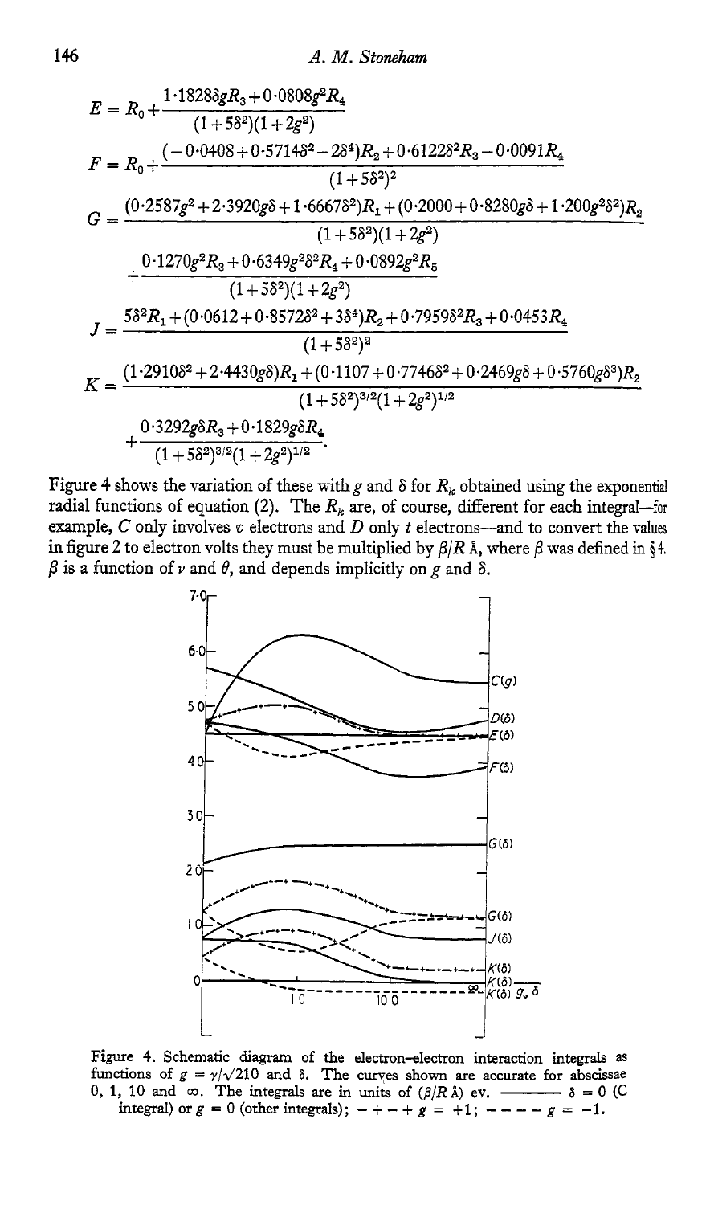$$E = R_0 + \frac{1{\cdot}1828\delta g R_3 + 0{\cdot}0808 g^2 R_4}{(1+5\delta^2)(1+2g^2)}$$

$$F = R_0 + \frac{(-0{\cdot}0408 + 0{\cdot}5714\delta^2 - 2\delta^4)R_2 + 0{\cdot}6122\delta^2 R_3 - 0{\cdot}0091 R_4}{(1+5\delta^2)^2}$$

$$G = \frac{(0{\cdot}2587 g^2 + 2{\cdot}3920 g\delta + 1{\cdot}6667\delta^2)R_1 + (0{\cdot}2000 + 0{\cdot}8280 g\delta + 1{\cdot}200 g^2\delta^2)R_2}{(1+5\delta^2)(1+2g^2)}$$
$$+ \frac{0{\cdot}1270 g^2 R_3 + 0{\cdot}6349 g^2\delta^2 R_4 + 0{\cdot}0892 g^2 R_5}{(1+5\delta^2)(1+2g^2)}$$

$$J = \frac{5\delta^2 R_1 + (0{\cdot}0612 + 0{\cdot}8572\delta^2 + 3\delta^4)R_2 + 0{\cdot}7959\delta^2 R_3 + 0{\cdot}0453 R_4}{(1+5\delta^2)^2}$$

$$K = \frac{(1{\cdot}2910\delta^2 + 2{\cdot}4430 g\delta)R_1 + (0{\cdot}1107 + 0{\cdot}7746\delta^2 + 0{\cdot}2469 g\delta + 0{\cdot}5760 g\delta^3)R_2}{(1+5\delta^2)^{3/2}(1+2g^2)^{1/2}}$$
$$+ \frac{0{\cdot}3292 g\delta R_3 + 0{\cdot}1829 g\delta R_4}{(1+5\delta^2)^{3/2}(1+2g^2)^{1/2}}.$$

Figure 4 shows the variation of these with $g$ and $\delta$ for $R_k$ obtained using the exponential radial functions of equation (2). The $R_k$ are, of course, different for each integral—for example, $C$ only involves $v$ electrons and $D$ only $t$ electrons—and to convert the values in figure 2 to electron volts they must be multiplied by $\beta/R$ Å, where $\beta$ was defined in § 4. $\beta$ is a function of $\nu$ and $\theta$, and depends implicitly on $g$ and $\delta$.

Figure 4. Schematic diagram of the electron–electron interaction integrals as functions of $g = \gamma/\sqrt{210}$ and $\delta$. The curves shown are accurate for abscissae 0, 1, 10 and $\infty$. The integrals are in units of ($\beta/R$ Å) ev. ——— $\delta = 0$ ($C$ integral) or $g = 0$ (other integrals); $-+-+$ $g = +1$; $----$ $g = -1$.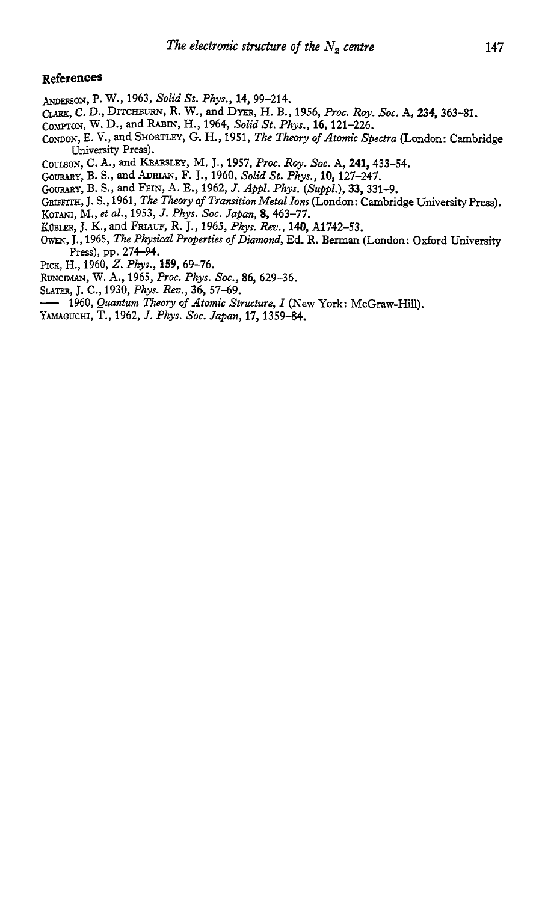## References

ANDERSON, P. W., 1963, *Solid St. Phys.*, **14**, 99–214.

CLARK, C. D., DITCHBURN, R. W., and DYER, H. B., 1956, *Proc. Roy. Soc.* A, **234**, 363–81.

COMPTON, W. D., and RABIN, H., 1964, *Solid St. Phys.*, **16**, 121–226.

CONDON, E. V., and SHORTLEY, G. H., 1951, *The Theory of Atomic Spectra* (London: Cambridge University Press).

COULSON, C. A., and KEARSLEY, M. J., 1957, *Proc. Roy. Soc.* A, **241**, 433–54.

GOURARY, B. S., and ADRIAN, F. J., 1960, *Solid St. Phys.*, **10**, 127–247.

GOURARY, B. S., and FEIN, A. E., 1962, *J. Appl. Phys.* (*Suppl.*), **33**, 331–9.

GRIFFITH, J. S., 1961, *The Theory of Transition Metal Ions* (London: Cambridge University Press).

KOTANI, M., *et al.*, 1953, *J. Phys. Soc. Japan*, **8**, 463–77.

KÜBLER, J. K., and FRIAUF, R. J., 1965, *Phys. Rev.*, **140**, A1742–53.

OWEN, J., 1965, *The Physical Properties of Diamond*, Ed. R. Berman (London: Oxford University Press), pp. 274–94.

PICK, H., 1960, *Z. Phys.*, **159**, 69–76.

RUNCIMAN, W. A., 1965, *Proc. Phys. Soc.*, **86**, 629–36.

SLATER, J. C., 1930, *Phys. Rev.*, **36**, 57–69.

—— 1960, *Quantum Theory of Atomic Structure*, *I* (New York: McGraw-Hill).

YAMAGUCHI, T., 1962, *J. Phys. Soc. Japan*, **17**, 1359–84.